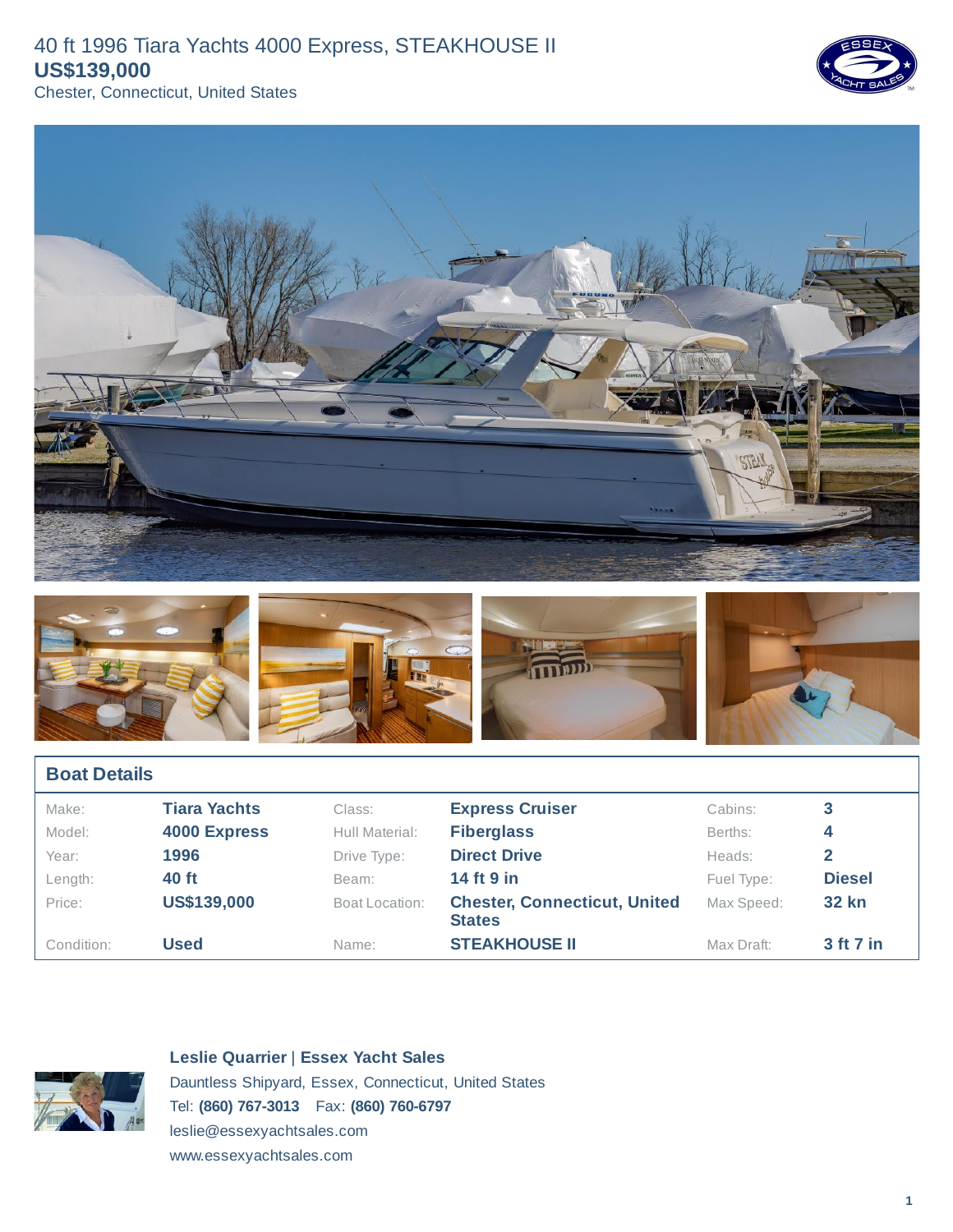# 40 ft 1996 Tiara Yachts 4000 Express, STEAKHOUSE II

**US$139,000**

Chester, Connecticut, United States

## Boat Details

| Make: | Tiara Yachts | Class: | Express Cruiser | Cabins: | 3 |
|---|---|---|---|---|---|
| Model: | 4000 Express | Hull Material: | Fiberglass | Berths: | 4 |
| Year: | 1996 | Drive Type: | Direct Drive | Heads: | 2 |
| Length: | 40 ft | Beam: | 14 ft 9 in | Fuel Type: | Diesel |
| Price: | US$139,000 | Boat Location: | Chester, Connecticut, United States | Max Speed: | 32 kn |
| Condition: | Used | Name: | STEAKHOUSE II | Max Draft: | 3 ft 7 in |

**Leslie Quarrier** | **Essex Yacht Sales**

Dauntless Shipyard, Essex, Connecticut, United States

Tel: **(860) 767-3013** Fax: **(860) 760-6797**

leslie@essexyachtsales.com

www.essexyachtsales.com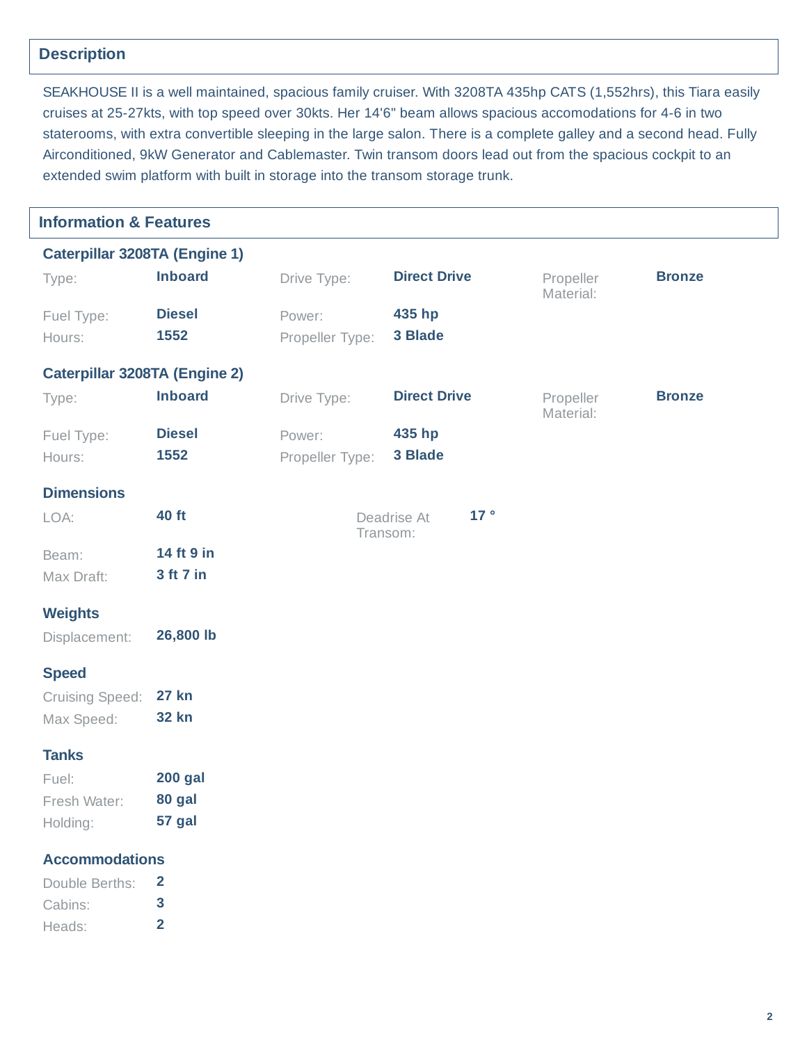## Description

SEAKHOUSE II is a well maintained, spacious family cruiser. With 3208TA 435hp CATS (1,552hrs), this Tiara easily cruises at 25-27kts, with top speed over 30kts. Her 14'6" beam allows spacious accomodations for 4-6 in two staterooms, with extra convertible sleeping in the large salon. There is a complete galley and a second head. Fully Airconditioned, 9kW Generator and Cablemaster. Twin transom doors lead out from the spacious cockpit to an extended swim platform with built in storage into the transom storage trunk.

## Information & Features

### Caterpillar 3208TA (Engine 1)

| | | | | | |
|---|---|---|---|---|---|
| Type: | **Inboard** | Drive Type: | **Direct Drive** | Propeller Material: | **Bronze** |
| Fuel Type: | **Diesel** | Power: | **435 hp** | | |
| Hours: | **1552** | Propeller Type: | **3 Blade** | | |

### Caterpillar 3208TA (Engine 2)

| | | | | | |
|---|---|---|---|---|---|
| Type: | **Inboard** | Drive Type: | **Direct Drive** | Propeller Material: | **Bronze** |
| Fuel Type: | **Diesel** | Power: | **435 hp** | | |
| Hours: | **1552** | Propeller Type: | **3 Blade** | | |

### Dimensions

| | | | |
|---|---|---|---|
| LOA: | **40 ft** | Deadrise At Transom: | **17 °** |
| Beam: | **14 ft 9 in** | | |
| Max Draft: | **3 ft 7 in** | | |

### Weights

| | |
|---|---|
| Displacement: | **26,800 lb** |

### Speed

| | |
|---|---|
| Cruising Speed: | **27 kn** |
| Max Speed: | **32 kn** |

### Tanks

| | |
|---|---|
| Fuel: | **200 gal** |
| Fresh Water: | **80 gal** |
| Holding: | **57 gal** |

### Accommodations

| | |
|---|---|
| Double Berths: | **2** |
| Cabins: | **3** |
| Heads: | **2** |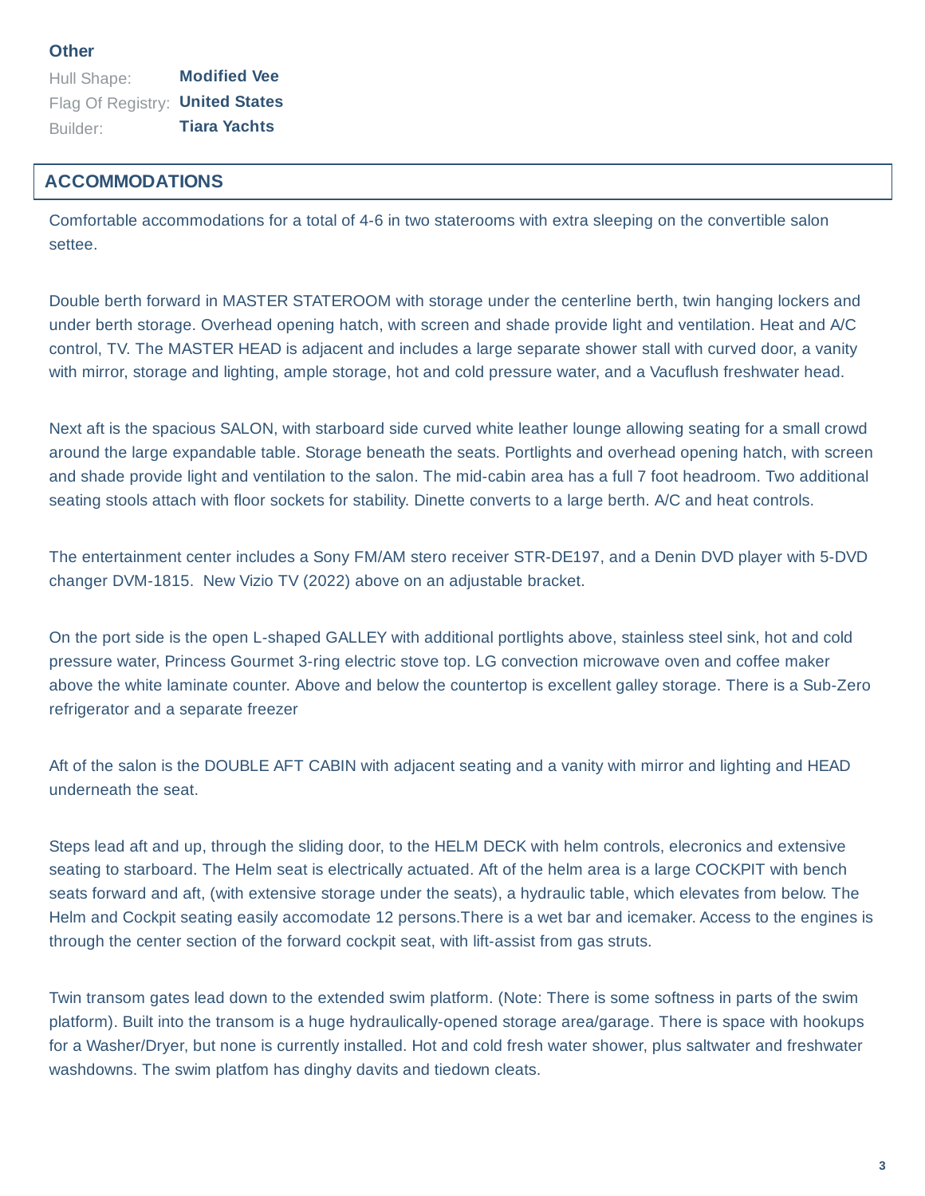### Other

| | |
|---|---|
| Hull Shape: | **Modified Vee** |
| Flag Of Registry: | **United States** |
| Builder: | **Tiara Yachts** |

## ACCOMMODATIONS

Comfortable accommodations for a total of 4-6 in two staterooms with extra sleeping on the convertible salon settee.

Double berth forward in MASTER STATEROOM with storage under the centerline berth, twin hanging lockers and under berth storage. Overhead opening hatch, with screen and shade provide light and ventilation. Heat and A/C control, TV. The MASTER HEAD is adjacent and includes a large separate shower stall with curved door, a vanity with mirror, storage and lighting, ample storage, hot and cold pressure water, and a Vacuflush freshwater head.

Next aft is the spacious SALON, with starboard side curved white leather lounge allowing seating for a small crowd around the large expandable table. Storage beneath the seats. Portlights and overhead opening hatch, with screen and shade provide light and ventilation to the salon. The mid-cabin area has a full 7 foot headroom. Two additional seating stools attach with floor sockets for stability. Dinette converts to a large berth. A/C and heat controls.

The entertainment center includes a Sony FM/AM stero receiver STR-DE197, and a Denin DVD player with 5-DVD changer DVM-1815.  New Vizio TV (2022) above on an adjustable bracket.

On the port side is the open L-shaped GALLEY with additional portlights above, stainless steel sink, hot and cold pressure water, Princess Gourmet 3-ring electric stove top. LG convection microwave oven and coffee maker above the white laminate counter. Above and below the countertop is excellent galley storage. There is a Sub-Zero refrigerator and a separate freezer

Aft of the salon is the DOUBLE AFT CABIN with adjacent seating and a vanity with mirror and lighting and HEAD underneath the seat.

Steps lead aft and up, through the sliding door, to the HELM DECK with helm controls, elecronics and extensive seating to starboard. The Helm seat is electrically actuated. Aft of the helm area is a large COCKPIT with bench seats forward and aft, (with extensive storage under the seats), a hydraulic table, which elevates from below. The Helm and Cockpit seating easily accomodate 12 persons.There is a wet bar and icemaker. Access to the engines is through the center section of the forward cockpit seat, with lift-assist from gas struts.

Twin transom gates lead down to the extended swim platform. (Note: There is some softness in parts of the swim platform). Built into the transom is a huge hydraulically-opened storage area/garage. There is space with hookups for a Washer/Dryer, but none is currently installed. Hot and cold fresh water shower, plus saltwater and freshwater washdowns. The swim platfom has dinghy davits and tiedown cleats.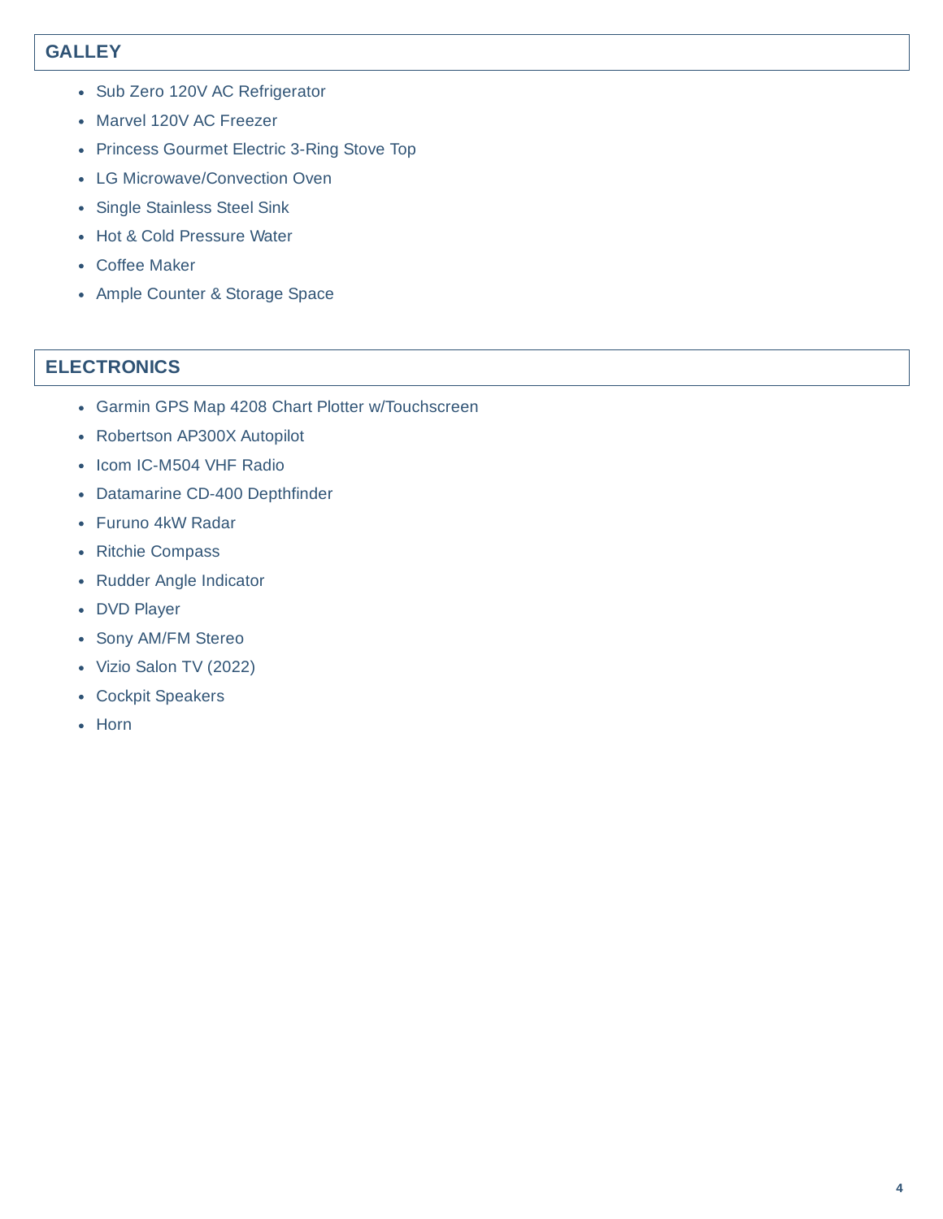## GALLEY

- Sub Zero 120V AC Refrigerator
- Marvel 120V AC Freezer
- Princess Gourmet Electric 3-Ring Stove Top
- LG Microwave/Convection Oven
- Single Stainless Steel Sink
- Hot & Cold Pressure Water
- Coffee Maker
- Ample Counter & Storage Space

## ELECTRONICS

- Garmin GPS Map 4208 Chart Plotter w/Touchscreen
- Robertson AP300X Autopilot
- Icom IC-M504 VHF Radio
- Datamarine CD-400 Depthfinder
- Furuno 4kW Radar
- Ritchie Compass
- Rudder Angle Indicator
- DVD Player
- Sony AM/FM Stereo
- Vizio Salon TV (2022)
- Cockpit Speakers
- Horn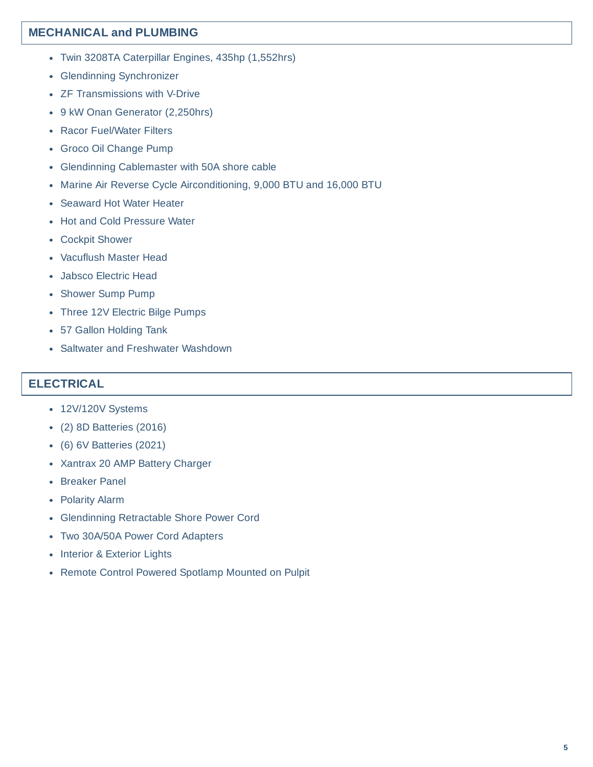## MECHANICAL and PLUMBING

- Twin 3208TA Caterpillar Engines, 435hp (1,552hrs)
- Glendinning Synchronizer
- ZF Transmissions with V-Drive
- 9 kW Onan Generator (2,250hrs)
- Racor Fuel/Water Filters
- Groco Oil Change Pump
- Glendinning Cablemaster with 50A shore cable
- Marine Air Reverse Cycle Airconditioning, 9,000 BTU and 16,000 BTU
- Seaward Hot Water Heater
- Hot and Cold Pressure Water
- Cockpit Shower
- Vacuflush Master Head
- Jabsco Electric Head
- Shower Sump Pump
- Three 12V Electric Bilge Pumps
- 57 Gallon Holding Tank
- Saltwater and Freshwater Washdown

## ELECTRICAL

- 12V/120V Systems
- (2) 8D Batteries (2016)
- (6) 6V Batteries (2021)
- Xantrax 20 AMP Battery Charger
- Breaker Panel
- Polarity Alarm
- Glendinning Retractable Shore Power Cord
- Two 30A/50A Power Cord Adapters
- Interior & Exterior Lights
- Remote Control Powered Spotlamp Mounted on Pulpit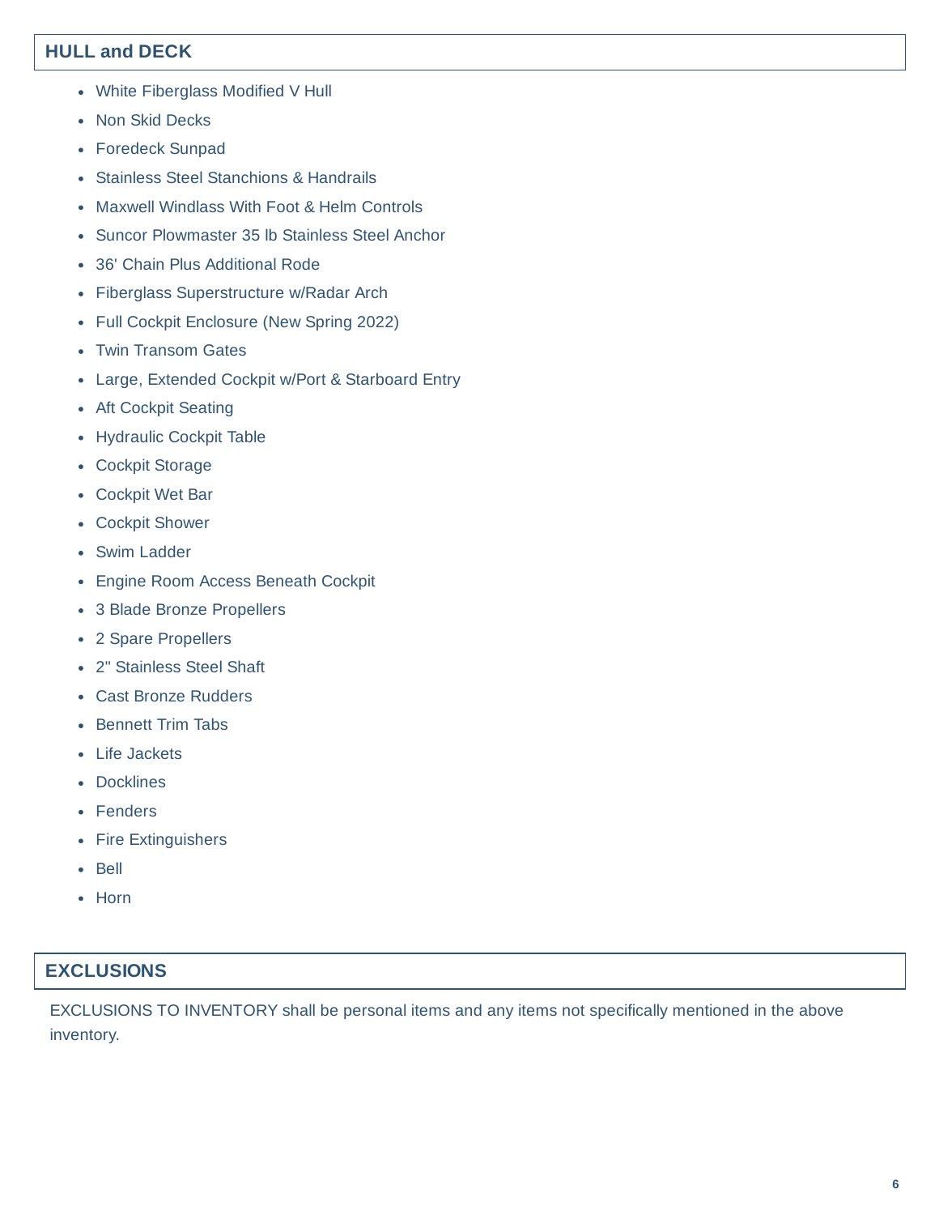## HULL and DECK

- White Fiberglass Modified V Hull
- Non Skid Decks
- Foredeck Sunpad
- Stainless Steel Stanchions & Handrails
- Maxwell Windlass With Foot & Helm Controls
- Suncor Plowmaster 35 lb Stainless Steel Anchor
- 36' Chain Plus Additional Rode
- Fiberglass Superstructure w/Radar Arch
- Full Cockpit Enclosure (New Spring 2022)
- Twin Transom Gates
- Large, Extended Cockpit w/Port & Starboard Entry
- Aft Cockpit Seating
- Hydraulic Cockpit Table
- Cockpit Storage
- Cockpit Wet Bar
- Cockpit Shower
- Swim Ladder
- Engine Room Access Beneath Cockpit
- 3 Blade Bronze Propellers
- 2 Spare Propellers
- 2" Stainless Steel Shaft
- Cast Bronze Rudders
- Bennett Trim Tabs
- Life Jackets
- Docklines
- Fenders
- Fire Extinguishers
- Bell
- Horn

## EXCLUSIONS

EXCLUSIONS TO INVENTORY shall be personal items and any items not specifically mentioned in the above inventory.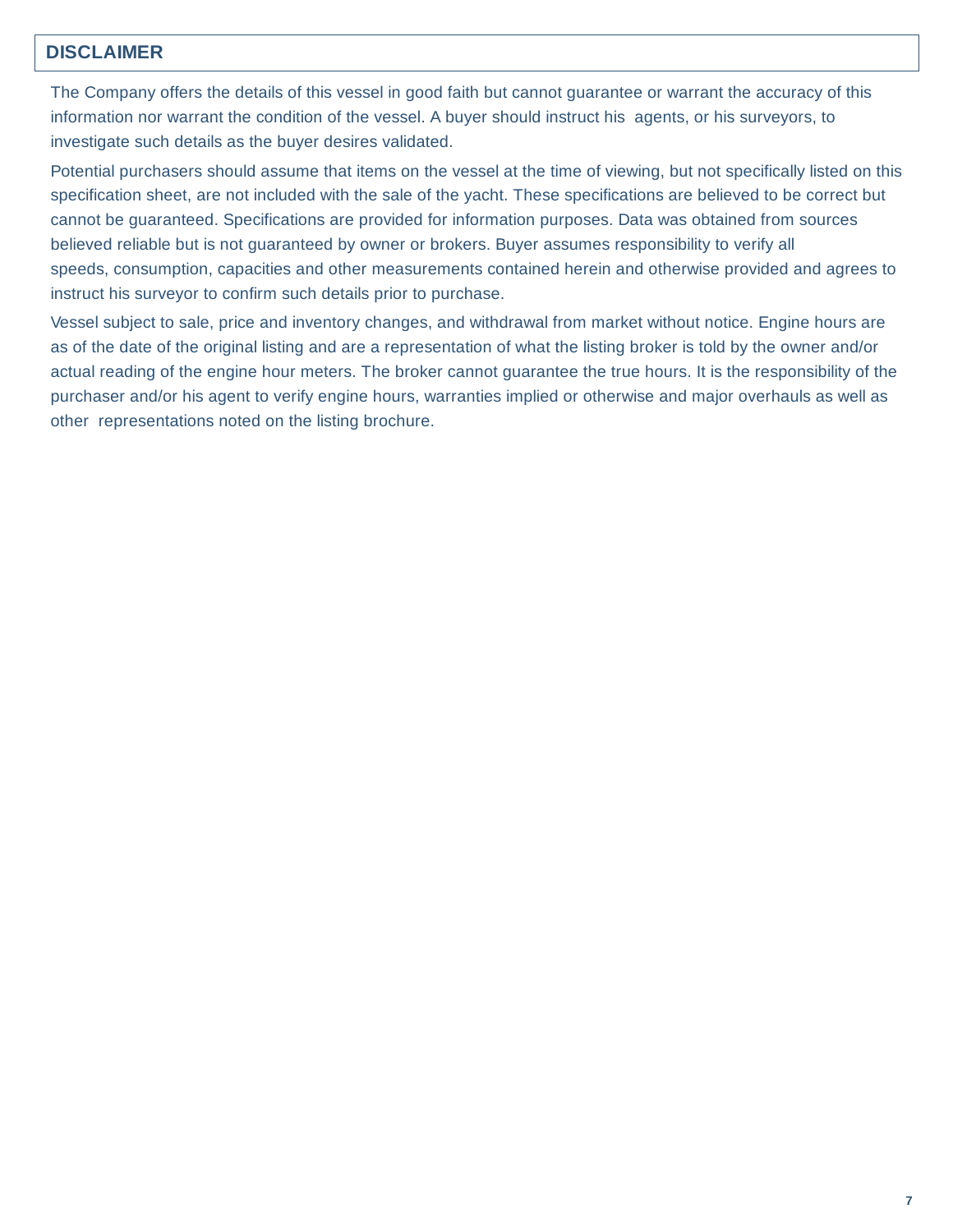## DISCLAIMER

The Company offers the details of this vessel in good faith but cannot guarantee or warrant the accuracy of this information nor warrant the condition of the vessel. A buyer should instruct his agents, or his surveyors, to investigate such details as the buyer desires validated.

Potential purchasers should assume that items on the vessel at the time of viewing, but not specifically listed on this specification sheet, are not included with the sale of the yacht. These specifications are believed to be correct but cannot be guaranteed. Specifications are provided for information purposes. Data was obtained from sources believed reliable but is not guaranteed by owner or brokers. Buyer assumes responsibility to verify all speeds, consumption, capacities and other measurements contained herein and otherwise provided and agrees to instruct his surveyor to confirm such details prior to purchase.

Vessel subject to sale, price and inventory changes, and withdrawal from market without notice. Engine hours are as of the date of the original listing and are a representation of what the listing broker is told by the owner and/or actual reading of the engine hour meters. The broker cannot guarantee the true hours. It is the responsibility of the purchaser and/or his agent to verify engine hours, warranties implied or otherwise and major overhauls as well as other representations noted on the listing brochure.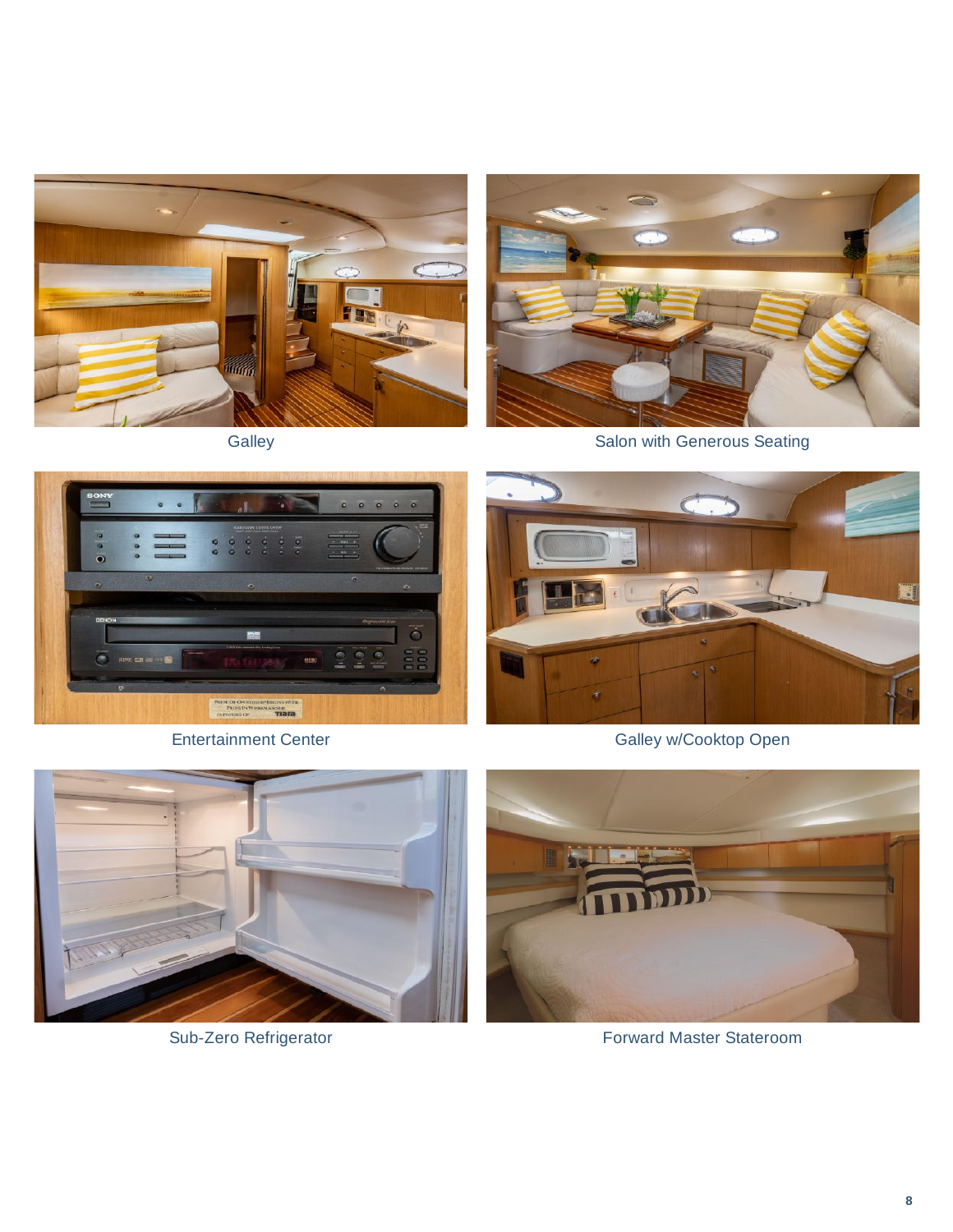Galley

Salon with Generous Seating

Entertainment Center

Galley w/Cooktop Open

Sub-Zero Refrigerator

Forward Master Stateroom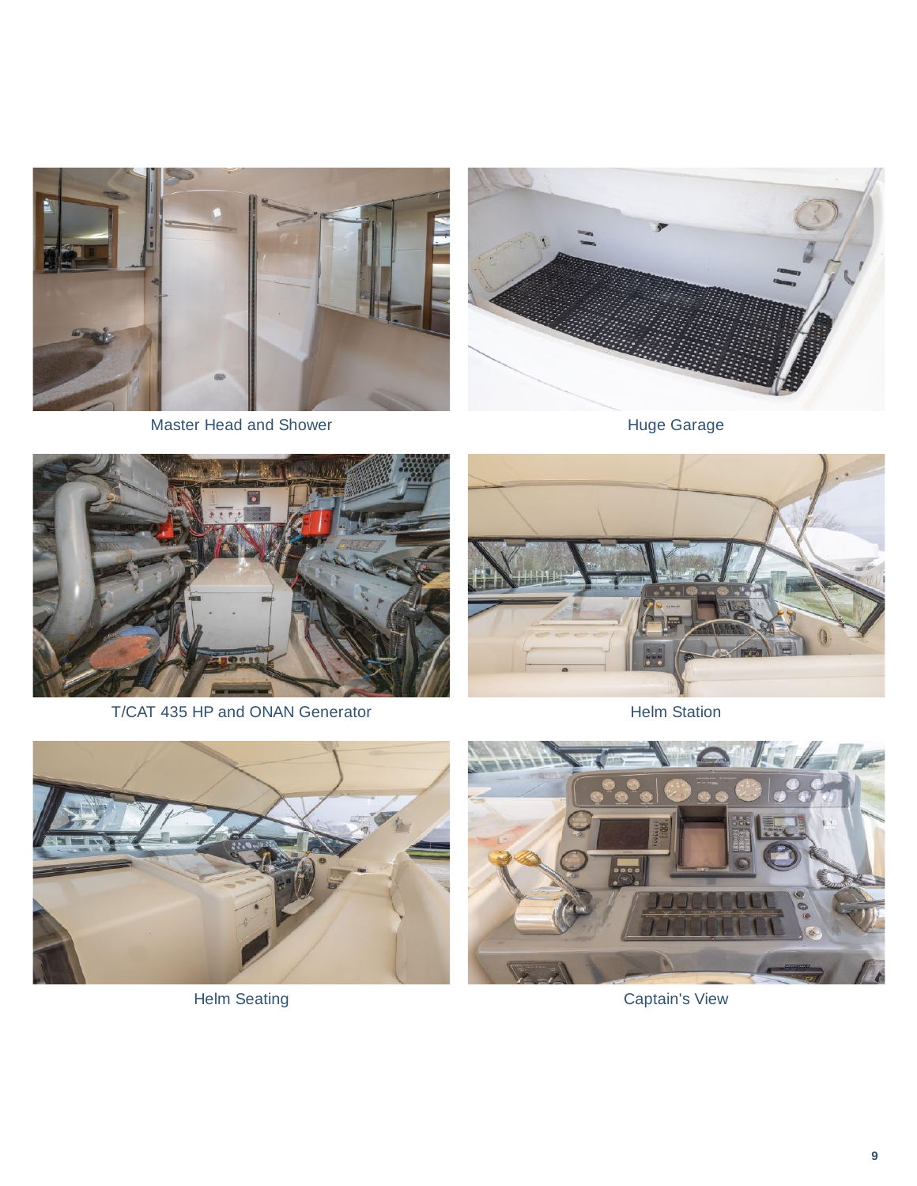Master Head and Shower

Huge Garage

T/CAT 435 HP and ONAN Generator

Helm Station

Helm Seating

Captain's View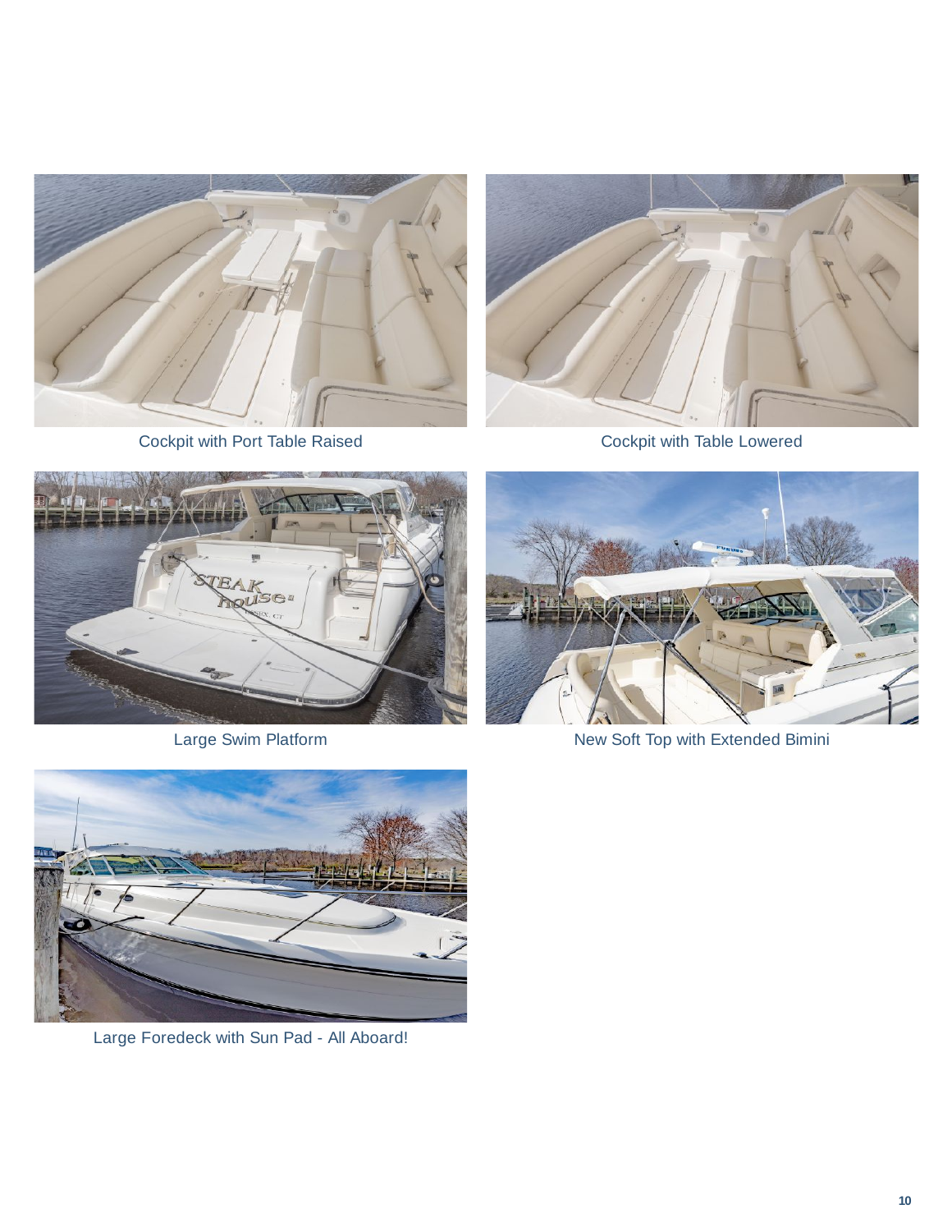Cockpit with Port Table Raised

Cockpit with Table Lowered

Large Swim Platform

New Soft Top with Extended Bimini

Large Foredeck with Sun Pad - All Aboard!